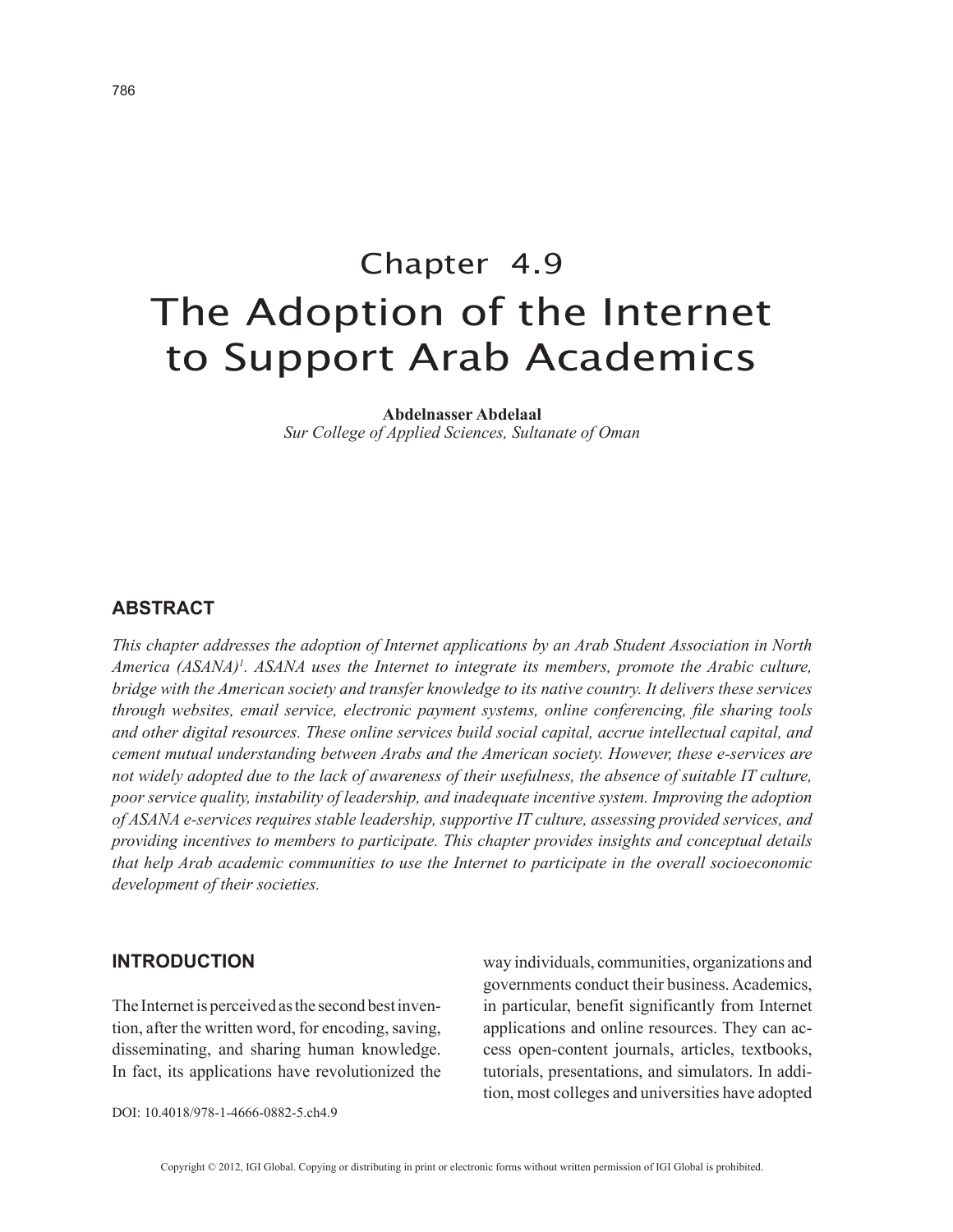Chapter 4.9

# The Adoption of the Internet to Support Arab Academics

**Abdelnasser Abdelaal**
*Sur College of Applied Sciences, Sultanate of Oman*

## ABSTRACT

*This chapter addresses the adoption of Internet applications by an Arab Student Association in North America (ASANA)[1]. ASANA uses the Internet to integrate its members, promote the Arabic culture, bridge with the American society and transfer knowledge to its native country. It delivers these services through websites, email service, electronic payment systems, online conferencing, file sharing tools and other digital resources. These online services build social capital, accrue intellectual capital, and cement mutual understanding between Arabs and the American society. However, these e-services are not widely adopted due to the lack of awareness of their usefulness, the absence of suitable IT culture, poor service quality, instability of leadership, and inadequate incentive system. Improving the adoption of ASANA e-services requires stable leadership, supportive IT culture, assessing provided services, and providing incentives to members to participate. This chapter provides insights and conceptual details that help Arab academic communities to use the Internet to participate in the overall socioeconomic development of their societies.*

## INTRODUCTION

The Internet is perceived as the second best invention, after the written word, for encoding, saving, disseminating, and sharing human knowledge. In fact, its applications have revolutionized the way individuals, communities, organizations and governments conduct their business. Academics, in particular, benefit significantly from Internet applications and online resources. They can access open-content journals, articles, textbooks, tutorials, presentations, and simulators. In addition, most colleges and universities have adopted

DOI: 10.4018/978-1-4666-0882-5.ch4.9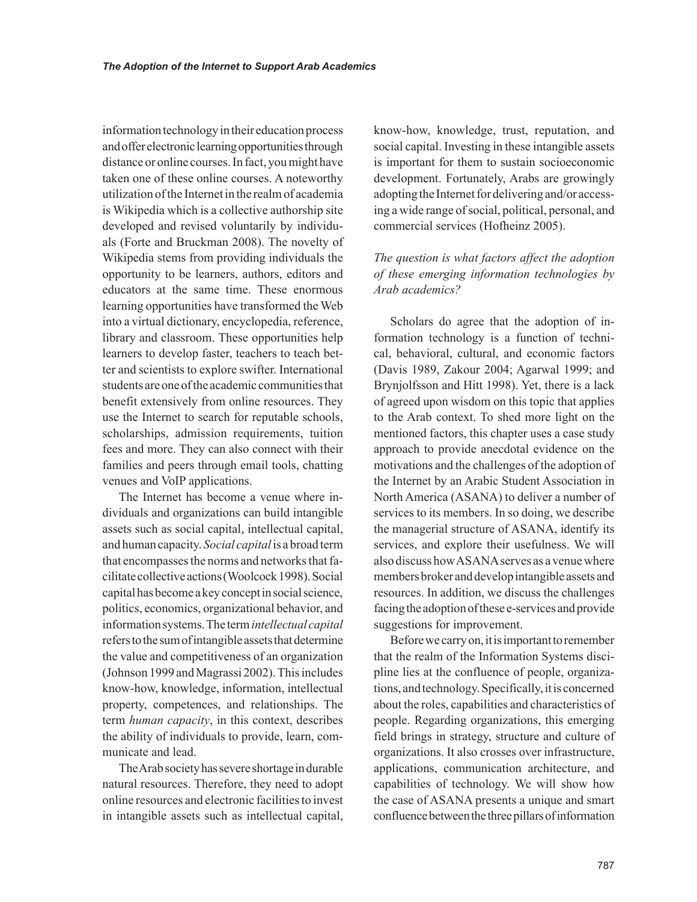information technology in their education process and offer electronic learning opportunities through distance or online courses. In fact, you might have taken one of these online courses. A noteworthy utilization of the Internet in the realm of academia is Wikipedia which is a collective authorship site developed and revised voluntarily by individuals (Forte and Bruckman 2008). The novelty of Wikipedia stems from providing individuals the opportunity to be learners, authors, editors and educators at the same time. These enormous learning opportunities have transformed the Web into a virtual dictionary, encyclopedia, reference, library and classroom. These opportunities help learners to develop faster, teachers to teach better and scientists to explore swifter. International students are one of the academic communities that benefit extensively from online resources. They use the Internet to search for reputable schools, scholarships, admission requirements, tuition fees and more. They can also connect with their families and peers through email tools, chatting venues and VoIP applications.

The Internet has become a venue where individuals and organizations can build intangible assets such as social capital, intellectual capital, and human capacity. *Social capital* is a broad term that encompasses the norms and networks that facilitate collective actions (Woolcock 1998). Social capital has become a key concept in social science, politics, economics, organizational behavior, and information systems. The term *intellectual capital* refers to the sum of intangible assets that determine the value and competitiveness of an organization (Johnson 1999 and Magrassi 2002). This includes know-how, knowledge, information, intellectual property, competences, and relationships. The term *human capacity*, in this context, describes the ability of individuals to provide, learn, communicate and lead.

The Arab society has severe shortage in durable natural resources. Therefore, they need to adopt online resources and electronic facilities to invest in intangible assets such as intellectual capital, know-how, knowledge, trust, reputation, and social capital. Investing in these intangible assets is important for them to sustain socioeconomic development. Fortunately, Arabs are growingly adopting the Internet for delivering and/or accessing a wide range of social, political, personal, and commercial services (Hofheinz 2005).

*The question is what factors affect the adoption of these emerging information technologies by Arab academics?*

Scholars do agree that the adoption of information technology is a function of technical, behavioral, cultural, and economic factors (Davis 1989, Zakour 2004; Agarwal 1999; and Brynjolfsson and Hitt 1998). Yet, there is a lack of agreed upon wisdom on this topic that applies to the Arab context. To shed more light on the mentioned factors, this chapter uses a case study approach to provide anecdotal evidence on the motivations and the challenges of the adoption of the Internet by an Arabic Student Association in North America (ASANA) to deliver a number of services to its members. In so doing, we describe the managerial structure of ASANA, identify its services, and explore their usefulness. We will also discuss how ASANA serves as a venue where members broker and develop intangible assets and resources. In addition, we discuss the challenges facing the adoption of these e-services and provide suggestions for improvement.

Before we carry on, it is important to remember that the realm of the Information Systems discipline lies at the confluence of people, organizations, and technology. Specifically, it is concerned about the roles, capabilities and characteristics of people. Regarding organizations, this emerging field brings in strategy, structure and culture of organizations. It also crosses over infrastructure, applications, communication architecture, and capabilities of technology. We will show how the case of ASANA presents a unique and smart confluence between the three pillars of information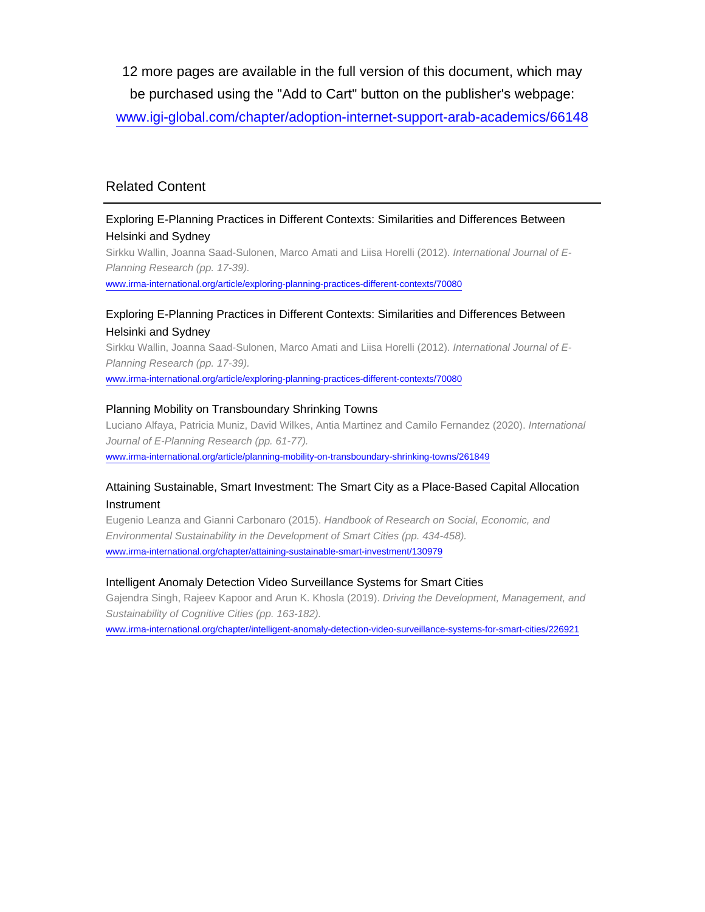12 more pages are available in the full version of this document, which may be purchased using the "Add to Cart" button on the publisher's webpage: www.igi-global.com/chapter/adoption-internet-support-arab-academics/66148

## Related Content

### Exploring E-Planning Practices in Different Contexts: Similarities and Differences Between Helsinki and Sydney

Sirkku Wallin, Joanna Saad-Sulonen, Marco Amati and Liisa Horelli (2012). *International Journal of E-Planning Research (pp. 17-39).*

www.irma-international.org/article/exploring-planning-practices-different-contexts/70080

### Exploring E-Planning Practices in Different Contexts: Similarities and Differences Between Helsinki and Sydney

Sirkku Wallin, Joanna Saad-Sulonen, Marco Amati and Liisa Horelli (2012). *International Journal of E-Planning Research (pp. 17-39).*

www.irma-international.org/article/exploring-planning-practices-different-contexts/70080

### Planning Mobility on Transboundary Shrinking Towns

Luciano Alfaya, Patricia Muniz, David Wilkes, Antia Martinez and Camilo Fernandez (2020). *International Journal of E-Planning Research (pp. 61-77).*

www.irma-international.org/article/planning-mobility-on-transboundary-shrinking-towns/261849

### Attaining Sustainable, Smart Investment: The Smart City as a Place-Based Capital Allocation Instrument

Eugenio Leanza and Gianni Carbonaro (2015). *Handbook of Research on Social, Economic, and Environmental Sustainability in the Development of Smart Cities (pp. 434-458).*

www.irma-international.org/chapter/attaining-sustainable-smart-investment/130979

### Intelligent Anomaly Detection Video Surveillance Systems for Smart Cities

Gajendra Singh, Rajeev Kapoor and Arun K. Khosla (2019). *Driving the Development, Management, and Sustainability of Cognitive Cities (pp. 163-182).*

www.irma-international.org/chapter/intelligent-anomaly-detection-video-surveillance-systems-for-smart-cities/226921